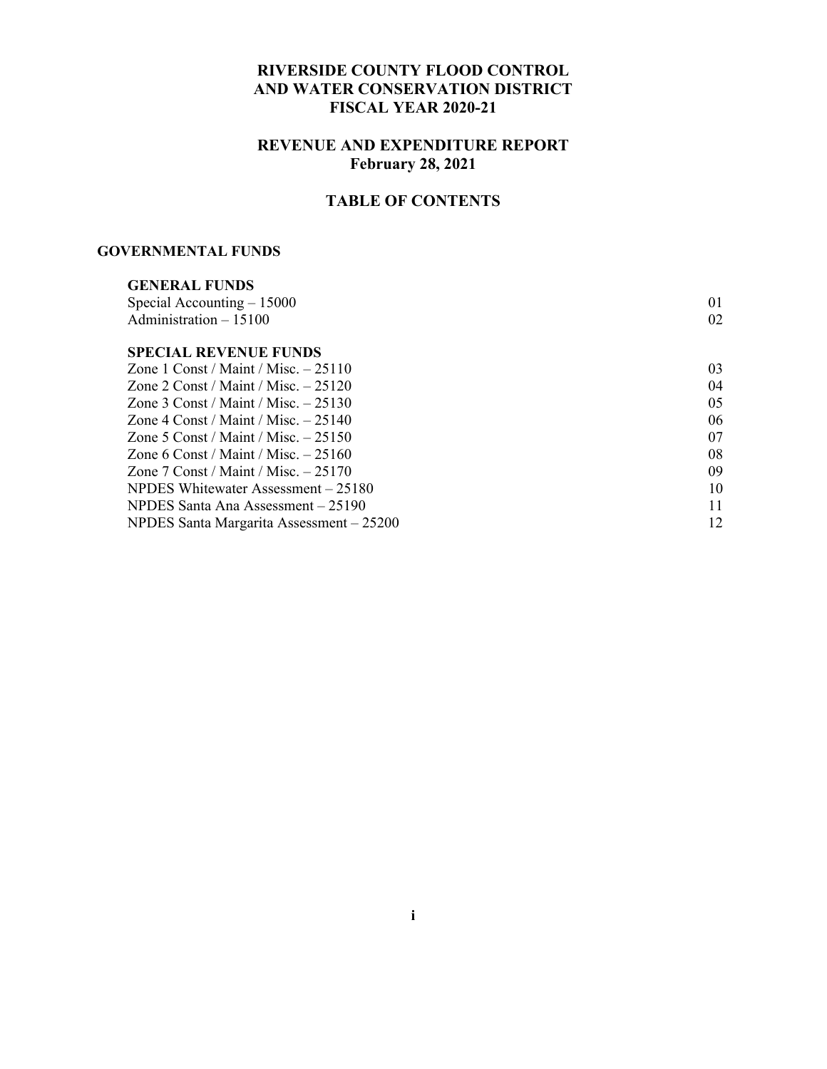# RIVERSIDE COUNTY FLOOD CONTROL AND WATER CONSERVATION DISTRICT FISCAL YEAR 2020-21

## REVENUE AND EXPENDITURE REPORT February 28, 2021

## TABLE OF CONTENTS

### GOVERNMENTAL FUNDS

| | |
|---|---|
| **GENERAL FUNDS** | |
| Special Accounting – 15000 | 01 |
| Administration – 15100 | 02 |
| **SPECIAL REVENUE FUNDS** | |
| Zone 1 Const / Maint / Misc. – 25110 | 03 |
| Zone 2 Const / Maint / Misc. – 25120 | 04 |
| Zone 3 Const / Maint / Misc. – 25130 | 05 |
| Zone 4 Const / Maint / Misc. – 25140 | 06 |
| Zone 5 Const / Maint / Misc. – 25150 | 07 |
| Zone 6 Const / Maint / Misc. – 25160 | 08 |
| Zone 7 Const / Maint / Misc. – 25170 | 09 |
| NPDES Whitewater Assessment – 25180 | 10 |
| NPDES Santa Ana Assessment – 25190 | 11 |
| NPDES Santa Margarita Assessment – 25200 | 12 |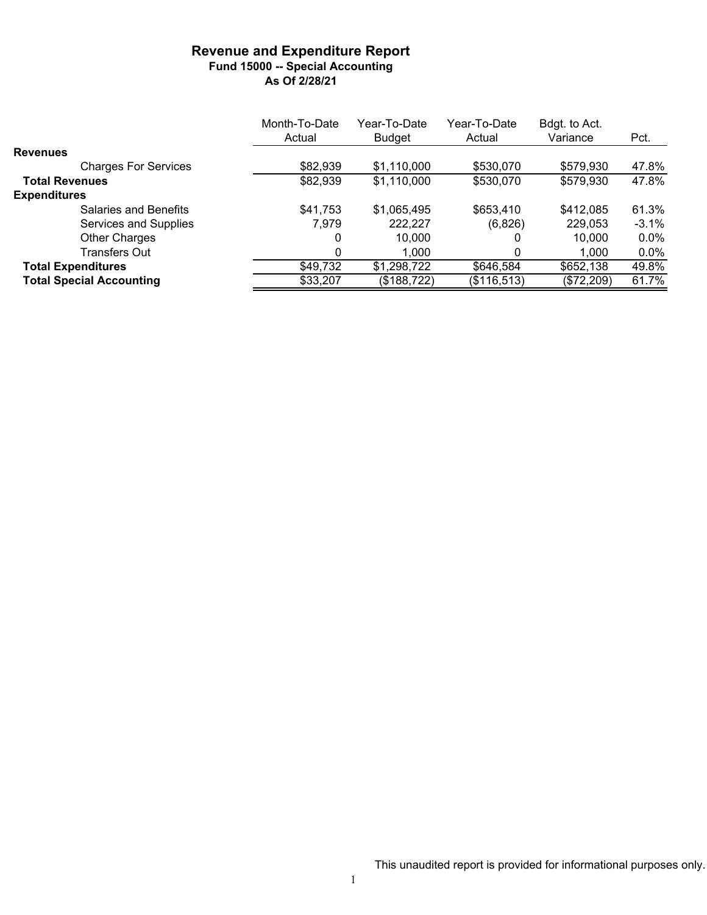# Revenue and Expenditure Report

## Fund 15000 -- Special Accounting

### As Of 2/28/21

| | Month-To-Date Actual | Year-To-Date Budget | Year-To-Date Actual | Bdgt. to Act. Variance | Pct. |
|---|---|---|---|---|---|
| **Revenues** | | | | | |
| Charges For Services | $82,939 | $1,110,000 | $530,070 | $579,930 | 47.8% |
| **Total Revenues** | $82,939 | $1,110,000 | $530,070 | $579,930 | 47.8% |
| **Expenditures** | | | | | |
| Salaries and Benefits | $41,753 | $1,065,495 | $653,410 | $412,085 | 61.3% |
| Services and Supplies | 7,979 | 222,227 | (6,826) | 229,053 | -3.1% |
| Other Charges | 0 | 10,000 | 0 | 10,000 | 0.0% |
| Transfers Out | 0 | 1,000 | 0 | 1,000 | 0.0% |
| **Total Expenditures** | $49,732 | $1,298,722 | $646,584 | $652,138 | 49.8% |
| **Total Special Accounting** | $33,207 | ($188,722) | ($116,513) | ($72,209) | 61.7% |

This unaudited report is provided for informational purposes only.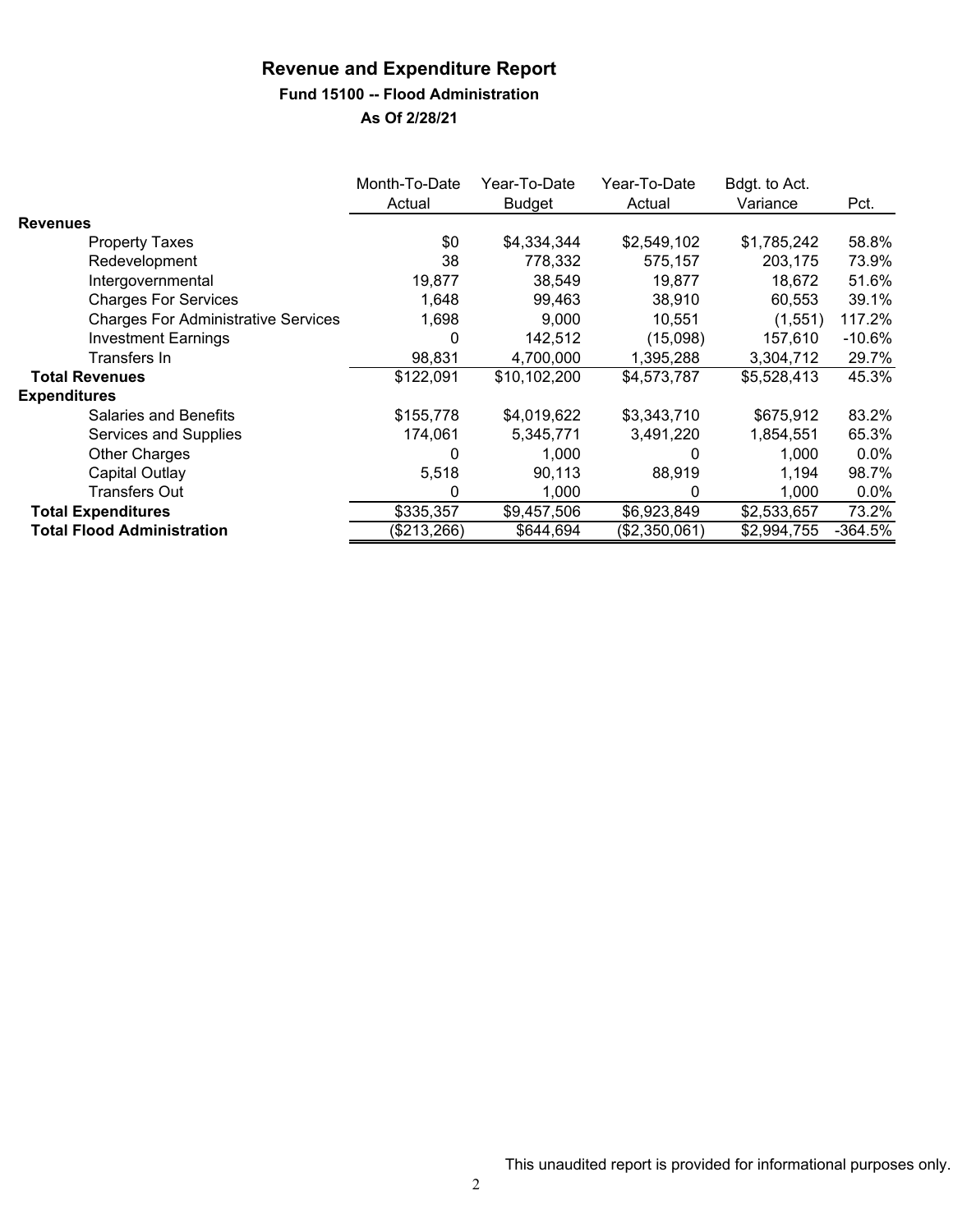# Revenue and Expenditure Report

## Fund 15100 -- Flood Administration

### As Of 2/28/21

| | Month-To-Date Actual | Year-To-Date Budget | Year-To-Date Actual | Bdgt. to Act. Variance | Pct. |
|---|---|---|---|---|---|
| **Revenues** | | | | | |
| Property Taxes | $0 | $4,334,344 | $2,549,102 | $1,785,242 | 58.8% |
| Redevelopment | 38 | 778,332 | 575,157 | 203,175 | 73.9% |
| Intergovernmental | 19,877 | 38,549 | 19,877 | 18,672 | 51.6% |
| Charges For Services | 1,648 | 99,463 | 38,910 | 60,553 | 39.1% |
| Charges For Administrative Services | 1,698 | 9,000 | 10,551 | (1,551) | 117.2% |
| Investment Earnings | 0 | 142,512 | (15,098) | 157,610 | -10.6% |
| Transfers In | 98,831 | 4,700,000 | 1,395,288 | 3,304,712 | 29.7% |
| **Total Revenues** | $122,091 | $10,102,200 | $4,573,787 | $5,528,413 | 45.3% |
| **Expenditures** | | | | | |
| Salaries and Benefits | $155,778 | $4,019,622 | $3,343,710 | $675,912 | 83.2% |
| Services and Supplies | 174,061 | 5,345,771 | 3,491,220 | 1,854,551 | 65.3% |
| Other Charges | 0 | 1,000 | 0 | 1,000 | 0.0% |
| Capital Outlay | 5,518 | 90,113 | 88,919 | 1,194 | 98.7% |
| Transfers Out | 0 | 1,000 | 0 | 1,000 | 0.0% |
| **Total Expenditures** | $335,357 | $9,457,506 | $6,923,849 | $2,533,657 | 73.2% |
| **Total Flood Administration** | ($213,266) | $644,694 | ($2,350,061) | $2,994,755 | -364.5% |

This unaudited report is provided for informational purposes only.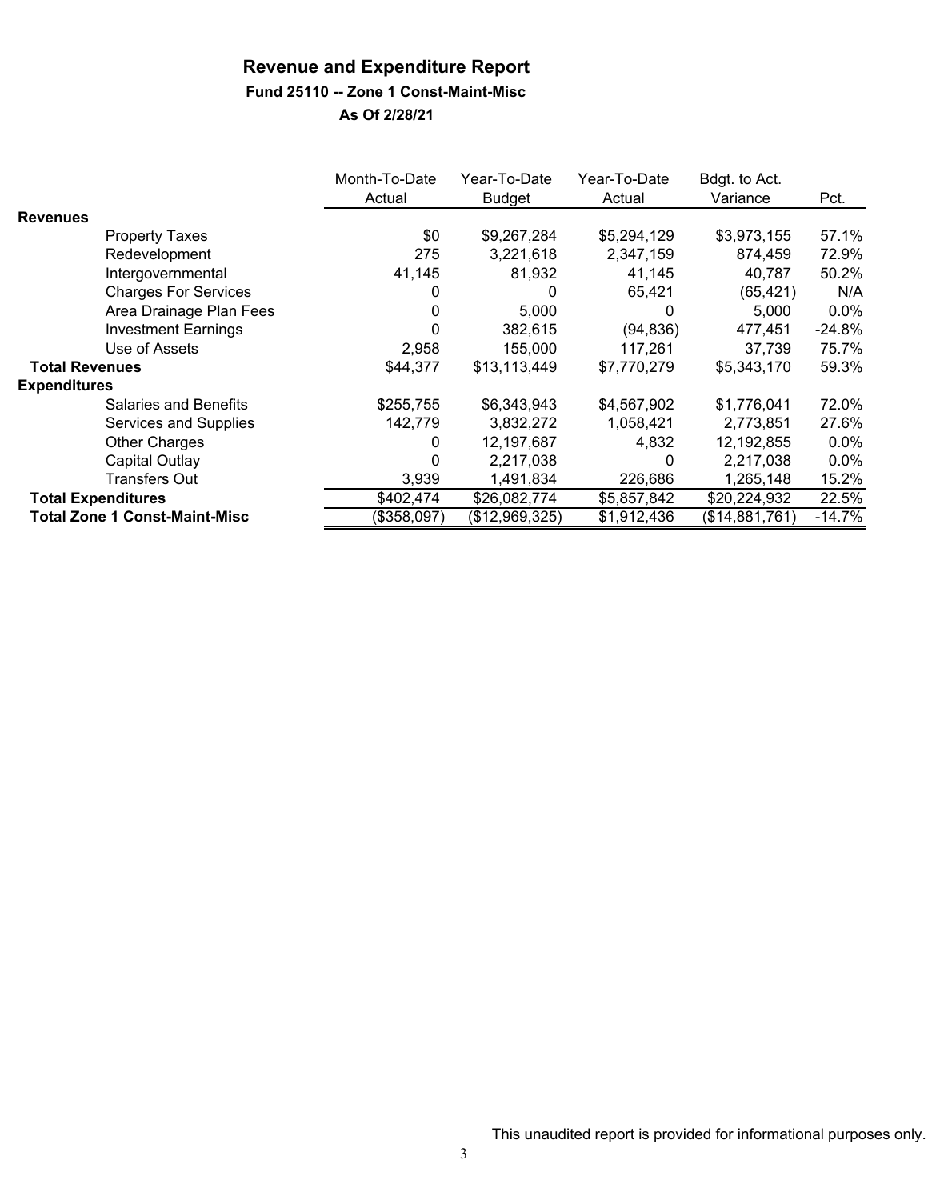# Revenue and Expenditure Report

## Fund 25110 -- Zone 1 Const-Maint-Misc

### As Of 2/28/21

| | Month-To-Date Actual | Year-To-Date Budget | Year-To-Date Actual | Bdgt. to Act. Variance | Pct. |
|---|---|---|---|---|---|
| **Revenues** | | | | | |
| Property Taxes | $0 | $9,267,284 | $5,294,129 | $3,973,155 | 57.1% |
| Redevelopment | 275 | 3,221,618 | 2,347,159 | 874,459 | 72.9% |
| Intergovernmental | 41,145 | 81,932 | 41,145 | 40,787 | 50.2% |
| Charges For Services | 0 | 0 | 65,421 | (65,421) | N/A |
| Area Drainage Plan Fees | 0 | 5,000 | 0 | 5,000 | 0.0% |
| Investment Earnings | 0 | 382,615 | (94,836) | 477,451 | -24.8% |
| Use of Assets | 2,958 | 155,000 | 117,261 | 37,739 | 75.7% |
| **Total Revenues** | $44,377 | $13,113,449 | $7,770,279 | $5,343,170 | 59.3% |
| **Expenditures** | | | | | |
| Salaries and Benefits | $255,755 | $6,343,943 | $4,567,902 | $1,776,041 | 72.0% |
| Services and Supplies | 142,779 | 3,832,272 | 1,058,421 | 2,773,851 | 27.6% |
| Other Charges | 0 | 12,197,687 | 4,832 | 12,192,855 | 0.0% |
| Capital Outlay | 0 | 2,217,038 | 0 | 2,217,038 | 0.0% |
| Transfers Out | 3,939 | 1,491,834 | 226,686 | 1,265,148 | 15.2% |
| **Total Expenditures** | $402,474 | $26,082,774 | $5,857,842 | $20,224,932 | 22.5% |
| **Total Zone 1 Const-Maint-Misc** | ($358,097) | ($12,969,325) | $1,912,436 | ($14,881,761) | -14.7% |

This unaudited report is provided for informational purposes only.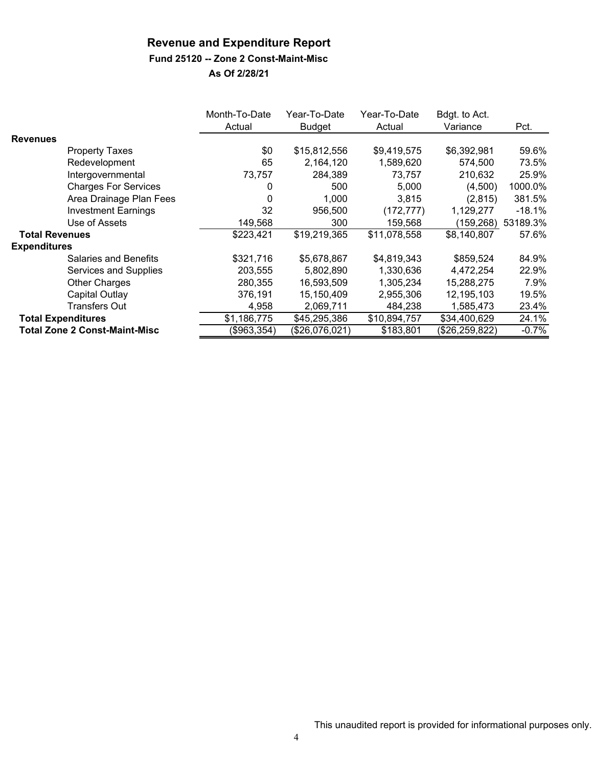# Revenue and Expenditure Report

## Fund 25120 -- Zone 2 Const-Maint-Misc

### As Of 2/28/21

| | Month-To-Date Actual | Year-To-Date Budget | Year-To-Date Actual | Bdgt. to Act. Variance | Pct. |
|---|---|---|---|---|---|
| **Revenues** | | | | | |
| Property Taxes | $0 | $15,812,556 | $9,419,575 | $6,392,981 | 59.6% |
| Redevelopment | 65 | 2,164,120 | 1,589,620 | 574,500 | 73.5% |
| Intergovernmental | 73,757 | 284,389 | 73,757 | 210,632 | 25.9% |
| Charges For Services | 0 | 500 | 5,000 | (4,500) | 1000.0% |
| Area Drainage Plan Fees | 0 | 1,000 | 3,815 | (2,815) | 381.5% |
| Investment Earnings | 32 | 956,500 | (172,777) | 1,129,277 | -18.1% |
| Use of Assets | 149,568 | 300 | 159,568 | (159,268) | 53189.3% |
| **Total Revenues** | $223,421 | $19,219,365 | $11,078,558 | $8,140,807 | 57.6% |
| **Expenditures** | | | | | |
| Salaries and Benefits | $321,716 | $5,678,867 | $4,819,343 | $859,524 | 84.9% |
| Services and Supplies | 203,555 | 5,802,890 | 1,330,636 | 4,472,254 | 22.9% |
| Other Charges | 280,355 | 16,593,509 | 1,305,234 | 15,288,275 | 7.9% |
| Capital Outlay | 376,191 | 15,150,409 | 2,955,306 | 12,195,103 | 19.5% |
| Transfers Out | 4,958 | 2,069,711 | 484,238 | 1,585,473 | 23.4% |
| **Total Expenditures** | $1,186,775 | $45,295,386 | $10,894,757 | $34,400,629 | 24.1% |
| **Total Zone 2 Const-Maint-Misc** | ($963,354) | ($26,076,021) | $183,801 | ($26,259,822) | -0.7% |

This unaudited report is provided for informational purposes only.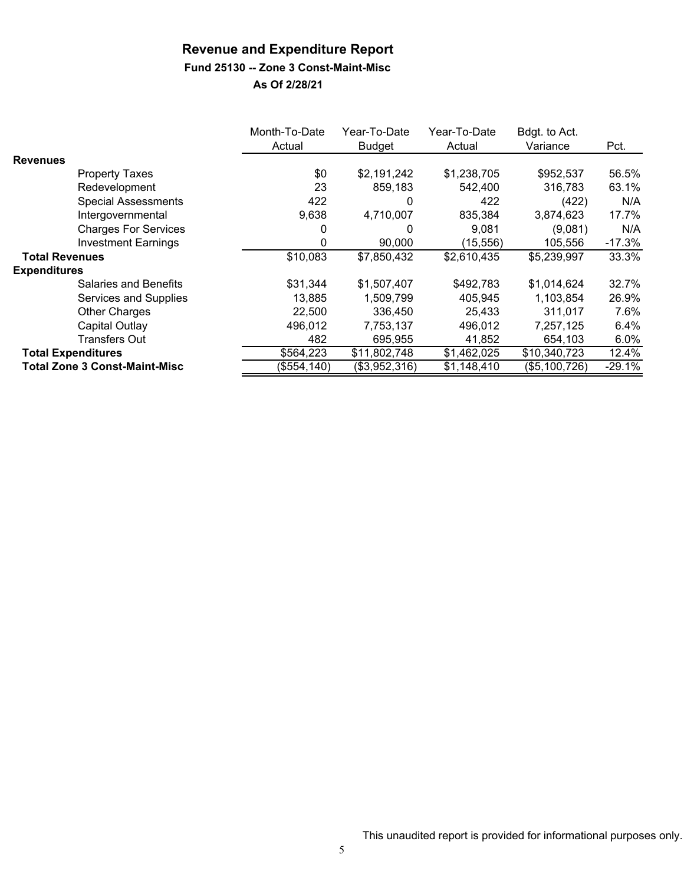# Revenue and Expenditure Report

## Fund 25130 -- Zone 3 Const-Maint-Misc

### As Of 2/28/21

| | Month-To-Date Actual | Year-To-Date Budget | Year-To-Date Actual | Bdgt. to Act. Variance | Pct. |
|---|---|---|---|---|---|
| **Revenues** | | | | | |
| Property Taxes | $0 | $2,191,242 | $1,238,705 | $952,537 | 56.5% |
| Redevelopment | 23 | 859,183 | 542,400 | 316,783 | 63.1% |
| Special Assessments | 422 | 0 | 422 | (422) | N/A |
| Intergovernmental | 9,638 | 4,710,007 | 835,384 | 3,874,623 | 17.7% |
| Charges For Services | 0 | 0 | 9,081 | (9,081) | N/A |
| Investment Earnings | 0 | 90,000 | (15,556) | 105,556 | -17.3% |
| **Total Revenues** | $10,083 | $7,850,432 | $2,610,435 | $5,239,997 | 33.3% |
| **Expenditures** | | | | | |
| Salaries and Benefits | $31,344 | $1,507,407 | $492,783 | $1,014,624 | 32.7% |
| Services and Supplies | 13,885 | 1,509,799 | 405,945 | 1,103,854 | 26.9% |
| Other Charges | 22,500 | 336,450 | 25,433 | 311,017 | 7.6% |
| Capital Outlay | 496,012 | 7,753,137 | 496,012 | 7,257,125 | 6.4% |
| Transfers Out | 482 | 695,955 | 41,852 | 654,103 | 6.0% |
| **Total Expenditures** | $564,223 | $11,802,748 | $1,462,025 | $10,340,723 | 12.4% |
| **Total Zone 3 Const-Maint-Misc** | ($554,140) | ($3,952,316) | $1,148,410 | ($5,100,726) | -29.1% |

This unaudited report is provided for informational purposes only.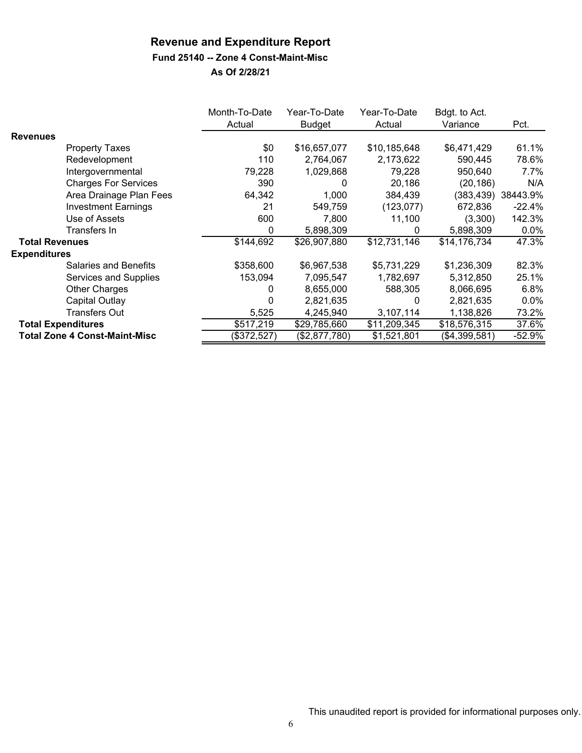# Revenue and Expenditure Report

## Fund 25140 -- Zone 4 Const-Maint-Misc

### As Of 2/28/21

| | Month-To-Date Actual | Year-To-Date Budget | Year-To-Date Actual | Bdgt. to Act. Variance | Pct. |
|---|---|---|---|---|---|
| **Revenues** | | | | | |
| Property Taxes | $0 | $16,657,077 | $10,185,648 | $6,471,429 | 61.1% |
| Redevelopment | 110 | 2,764,067 | 2,173,622 | 590,445 | 78.6% |
| Intergovernmental | 79,228 | 1,029,868 | 79,228 | 950,640 | 7.7% |
| Charges For Services | 390 | 0 | 20,186 | (20,186) | N/A |
| Area Drainage Plan Fees | 64,342 | 1,000 | 384,439 | (383,439) | 38443.9% |
| Investment Earnings | 21 | 549,759 | (123,077) | 672,836 | -22.4% |
| Use of Assets | 600 | 7,800 | 11,100 | (3,300) | 142.3% |
| Transfers In | 0 | 5,898,309 | 0 | 5,898,309 | 0.0% |
| **Total Revenues** | $144,692 | $26,907,880 | $12,731,146 | $14,176,734 | 47.3% |
| **Expenditures** | | | | | |
| Salaries and Benefits | $358,600 | $6,967,538 | $5,731,229 | $1,236,309 | 82.3% |
| Services and Supplies | 153,094 | 7,095,547 | 1,782,697 | 5,312,850 | 25.1% |
| Other Charges | 0 | 8,655,000 | 588,305 | 8,066,695 | 6.8% |
| Capital Outlay | 0 | 2,821,635 | 0 | 2,821,635 | 0.0% |
| Transfers Out | 5,525 | 4,245,940 | 3,107,114 | 1,138,826 | 73.2% |
| **Total Expenditures** | $517,219 | $29,785,660 | $11,209,345 | $18,576,315 | 37.6% |
| **Total Zone 4 Const-Maint-Misc** | ($372,527) | ($2,877,780) | $1,521,801 | ($4,399,581) | -52.9% |

This unaudited report is provided for informational purposes only.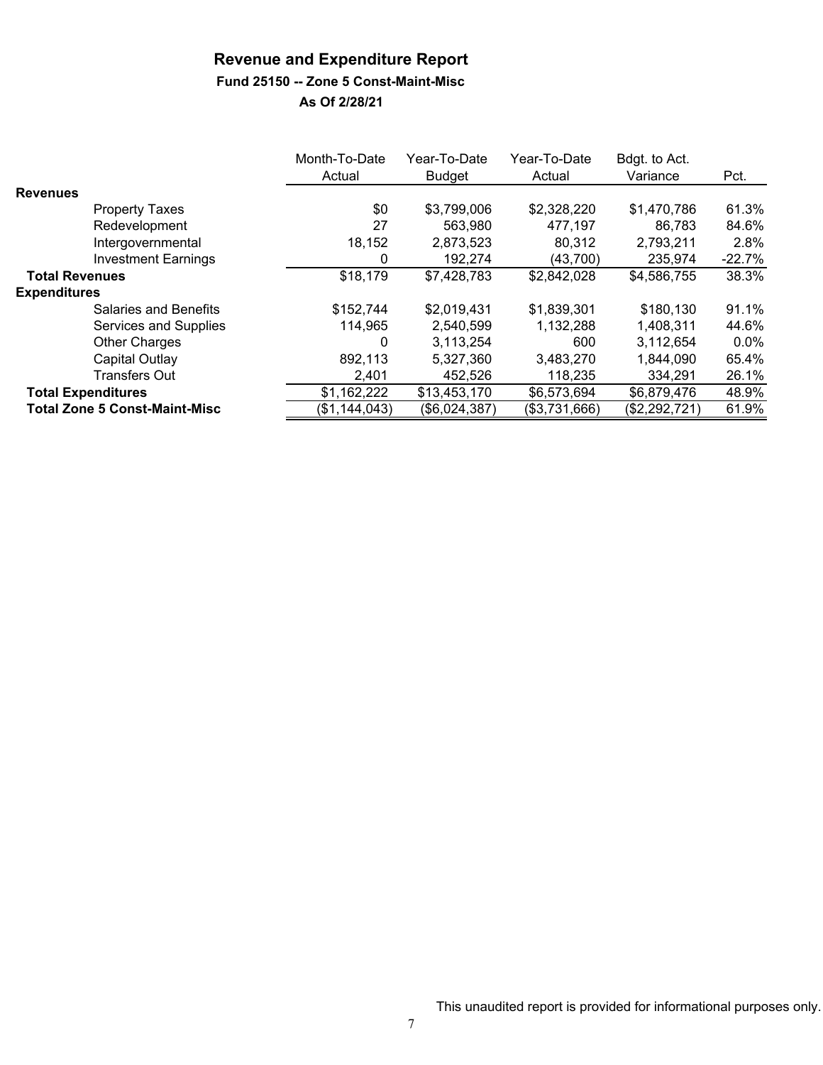# Revenue and Expenditure Report

### Fund 25150 -- Zone 5 Const-Maint-Misc

### As Of 2/28/21

| | Month-To-Date Actual | Year-To-Date Budget | Year-To-Date Actual | Bdgt. to Act. Variance | Pct. |
|---|---|---|---|---|---|
| **Revenues** | | | | | |
| Property Taxes | $0 | $3,799,006 | $2,328,220 | $1,470,786 | 61.3% |
| Redevelopment | 27 | 563,980 | 477,197 | 86,783 | 84.6% |
| Intergovernmental | 18,152 | 2,873,523 | 80,312 | 2,793,211 | 2.8% |
| Investment Earnings | 0 | 192,274 | (43,700) | 235,974 | -22.7% |
| **Total Revenues** | $18,179 | $7,428,783 | $2,842,028 | $4,586,755 | 38.3% |
| **Expenditures** | | | | | |
| Salaries and Benefits | $152,744 | $2,019,431 | $1,839,301 | $180,130 | 91.1% |
| Services and Supplies | 114,965 | 2,540,599 | 1,132,288 | 1,408,311 | 44.6% |
| Other Charges | 0 | 3,113,254 | 600 | 3,112,654 | 0.0% |
| Capital Outlay | 892,113 | 5,327,360 | 3,483,270 | 1,844,090 | 65.4% |
| Transfers Out | 2,401 | 452,526 | 118,235 | 334,291 | 26.1% |
| **Total Expenditures** | $1,162,222 | $13,453,170 | $6,573,694 | $6,879,476 | 48.9% |
| **Total Zone 5 Const-Maint-Misc** | ($1,144,043) | ($6,024,387) | ($3,731,666) | ($2,292,721) | 61.9% |

This unaudited report is provided for informational purposes only.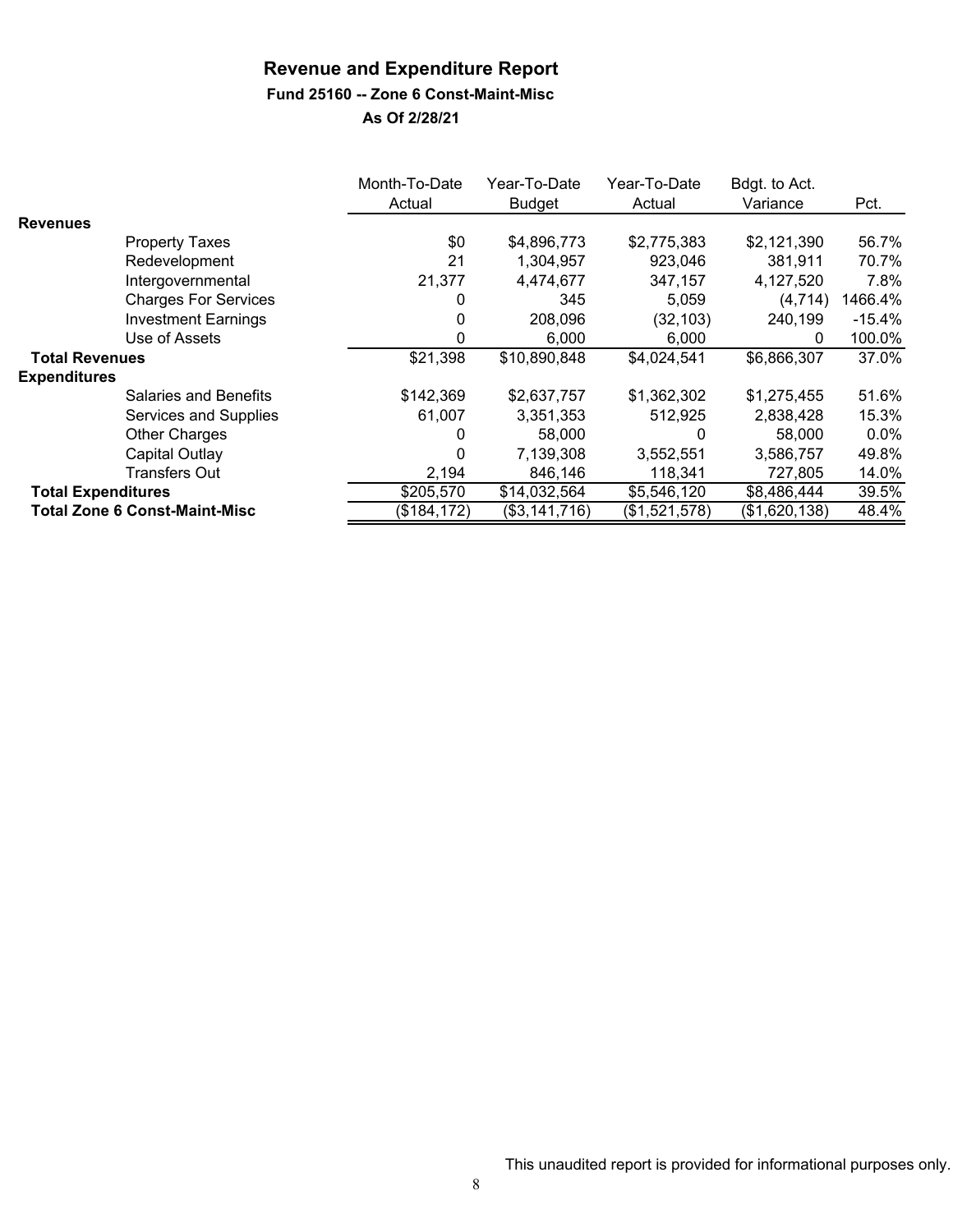# Revenue and Expenditure Report

### Fund 25160 -- Zone 6 Const-Maint-Misc

### As Of 2/28/21

| | Month-To-Date Actual | Year-To-Date Budget | Year-To-Date Actual | Bdgt. to Act. Variance | Pct. |
|---|---|---|---|---|---|
| **Revenues** | | | | | |
| Property Taxes | $0 | $4,896,773 | $2,775,383 | $2,121,390 | 56.7% |
| Redevelopment | 21 | 1,304,957 | 923,046 | 381,911 | 70.7% |
| Intergovernmental | 21,377 | 4,474,677 | 347,157 | 4,127,520 | 7.8% |
| Charges For Services | 0 | 345 | 5,059 | (4,714) | 1466.4% |
| Investment Earnings | 0 | 208,096 | (32,103) | 240,199 | -15.4% |
| Use of Assets | 0 | 6,000 | 6,000 | 0 | 100.0% |
| **Total Revenues** | $21,398 | $10,890,848 | $4,024,541 | $6,866,307 | 37.0% |
| **Expenditures** | | | | | |
| Salaries and Benefits | $142,369 | $2,637,757 | $1,362,302 | $1,275,455 | 51.6% |
| Services and Supplies | 61,007 | 3,351,353 | 512,925 | 2,838,428 | 15.3% |
| Other Charges | 0 | 58,000 | 0 | 58,000 | 0.0% |
| Capital Outlay | 0 | 7,139,308 | 3,552,551 | 3,586,757 | 49.8% |
| Transfers Out | 2,194 | 846,146 | 118,341 | 727,805 | 14.0% |
| **Total Expenditures** | $205,570 | $14,032,564 | $5,546,120 | $8,486,444 | 39.5% |
| **Total Zone 6 Const-Maint-Misc** | ($184,172) | ($3,141,716) | ($1,521,578) | ($1,620,138) | 48.4% |

This unaudited report is provided for informational purposes only.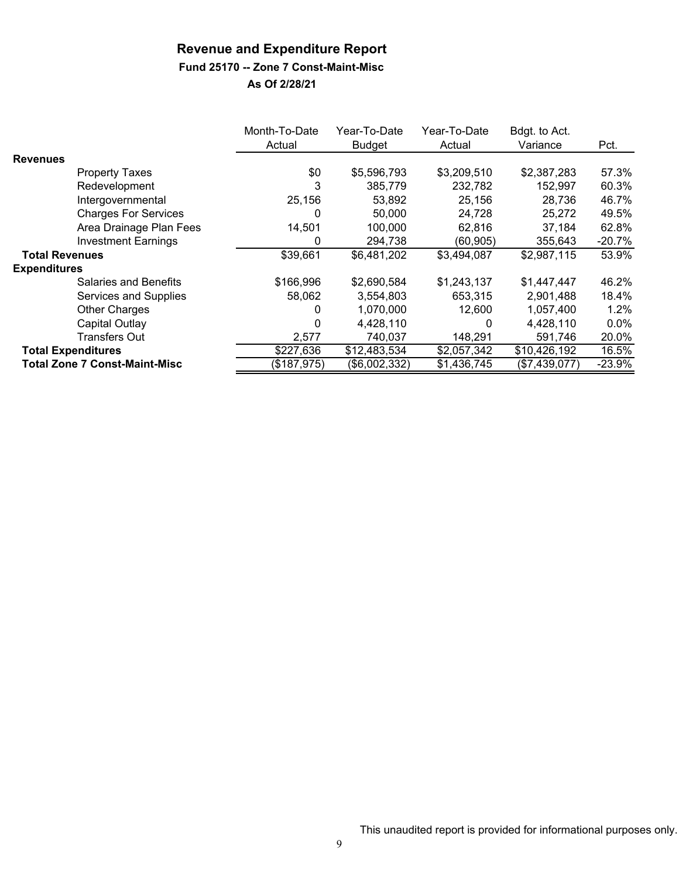# Revenue and Expenditure Report

### Fund 25170 -- Zone 7 Const-Maint-Misc

### As Of 2/28/21

| | Month-To-Date Actual | Year-To-Date Budget | Year-To-Date Actual | Bdgt. to Act. Variance | Pct. |
|---|---|---|---|---|---|
| **Revenues** | | | | | |
| Property Taxes | $0 | $5,596,793 | $3,209,510 | $2,387,283 | 57.3% |
| Redevelopment | 3 | 385,779 | 232,782 | 152,997 | 60.3% |
| Intergovernmental | 25,156 | 53,892 | 25,156 | 28,736 | 46.7% |
| Charges For Services | 0 | 50,000 | 24,728 | 25,272 | 49.5% |
| Area Drainage Plan Fees | 14,501 | 100,000 | 62,816 | 37,184 | 62.8% |
| Investment Earnings | 0 | 294,738 | (60,905) | 355,643 | -20.7% |
| **Total Revenues** | $39,661 | $6,481,202 | $3,494,087 | $2,987,115 | 53.9% |
| **Expenditures** | | | | | |
| Salaries and Benefits | $166,996 | $2,690,584 | $1,243,137 | $1,447,447 | 46.2% |
| Services and Supplies | 58,062 | 3,554,803 | 653,315 | 2,901,488 | 18.4% |
| Other Charges | 0 | 1,070,000 | 12,600 | 1,057,400 | 1.2% |
| Capital Outlay | 0 | 4,428,110 | 0 | 4,428,110 | 0.0% |
| Transfers Out | 2,577 | 740,037 | 148,291 | 591,746 | 20.0% |
| **Total Expenditures** | $227,636 | $12,483,534 | $2,057,342 | $10,426,192 | 16.5% |
| **Total Zone 7 Const-Maint-Misc** | ($187,975) | ($6,002,332) | $1,436,745 | ($7,439,077) | -23.9% |

This unaudited report is provided for informational purposes only.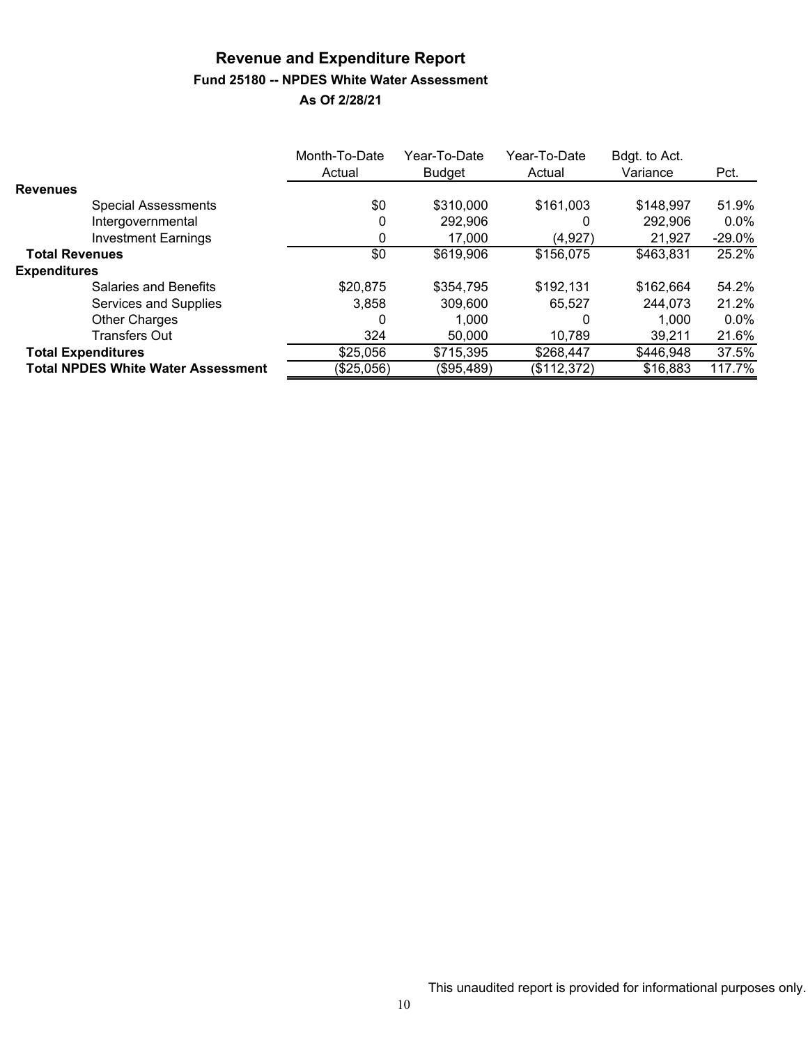# Revenue and Expenditure Report

## Fund 25180 -- NPDES White Water Assessment

### As Of 2/28/21

| | Month-To-Date Actual | Year-To-Date Budget | Year-To-Date Actual | Bdgt. to Act. Variance | Pct. |
|---|---|---|---|---|---|
| **Revenues** | | | | | |
| Special Assessments | $0 | $310,000 | $161,003 | $148,997 | 51.9% |
| Intergovernmental | 0 | 292,906 | 0 | 292,906 | 0.0% |
| Investment Earnings | 0 | 17,000 | (4,927) | 21,927 | -29.0% |
| **Total Revenues** | $0 | $619,906 | $156,075 | $463,831 | 25.2% |
| **Expenditures** | | | | | |
| Salaries and Benefits | $20,875 | $354,795 | $192,131 | $162,664 | 54.2% |
| Services and Supplies | 3,858 | 309,600 | 65,527 | 244,073 | 21.2% |
| Other Charges | 0 | 1,000 | 0 | 1,000 | 0.0% |
| Transfers Out | 324 | 50,000 | 10,789 | 39,211 | 21.6% |
| **Total Expenditures** | $25,056 | $715,395 | $268,447 | $446,948 | 37.5% |
| **Total NPDES White Water Assessment** | ($25,056) | ($95,489) | ($112,372) | $16,883 | 117.7% |

This unaudited report is provided for informational purposes only.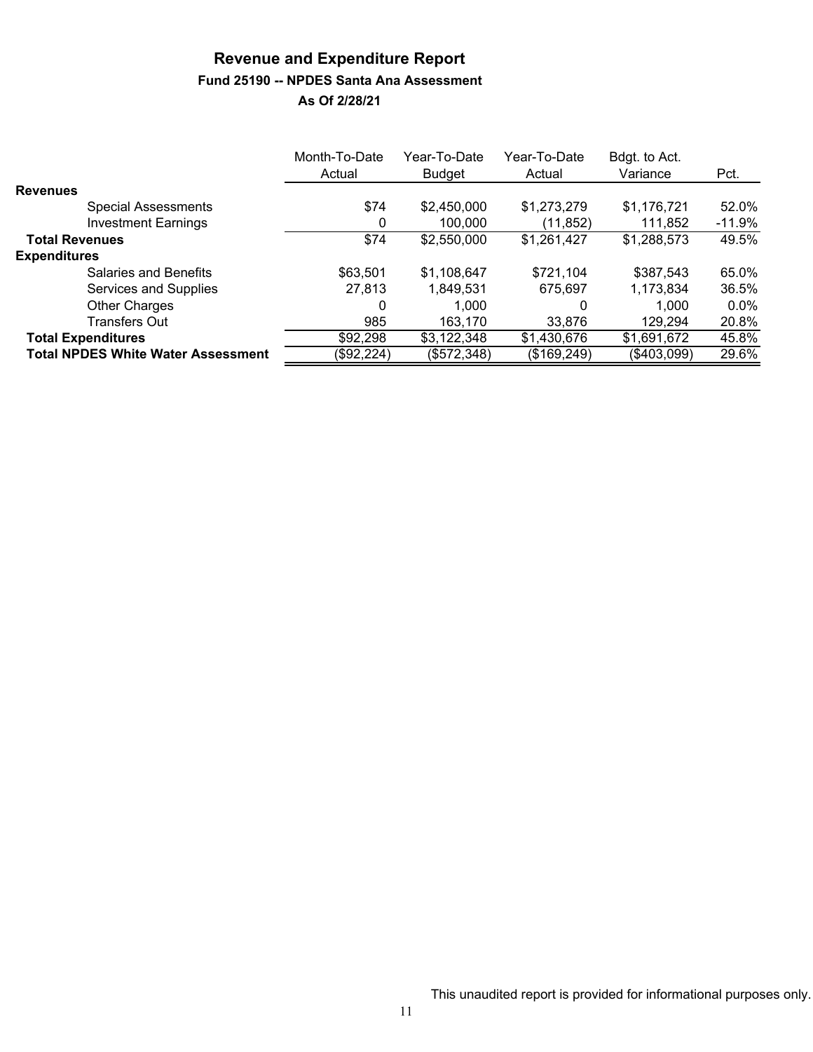# Revenue and Expenditure Report

## Fund 25190 -- NPDES Santa Ana Assessment

### As Of 2/28/21

| | Month-To-Date Actual | Year-To-Date Budget | Year-To-Date Actual | Bdgt. to Act. Variance | Pct. |
|---|---|---|---|---|---|
| **Revenues** | | | | | |
| Special Assessments | $74 | $2,450,000 | $1,273,279 | $1,176,721 | 52.0% |
| Investment Earnings | 0 | 100,000 | (11,852) | 111,852 | -11.9% |
| **Total Revenues** | $74 | $2,550,000 | $1,261,427 | $1,288,573 | 49.5% |
| **Expenditures** | | | | | |
| Salaries and Benefits | $63,501 | $1,108,647 | $721,104 | $387,543 | 65.0% |
| Services and Supplies | 27,813 | 1,849,531 | 675,697 | 1,173,834 | 36.5% |
| Other Charges | 0 | 1,000 | 0 | 1,000 | 0.0% |
| Transfers Out | 985 | 163,170 | 33,876 | 129,294 | 20.8% |
| **Total Expenditures** | $92,298 | $3,122,348 | $1,430,676 | $1,691,672 | 45.8% |
| **Total NPDES White Water Assessment** | ($92,224) | ($572,348) | ($169,249) | ($403,099) | 29.6% |

This unaudited report is provided for informational purposes only.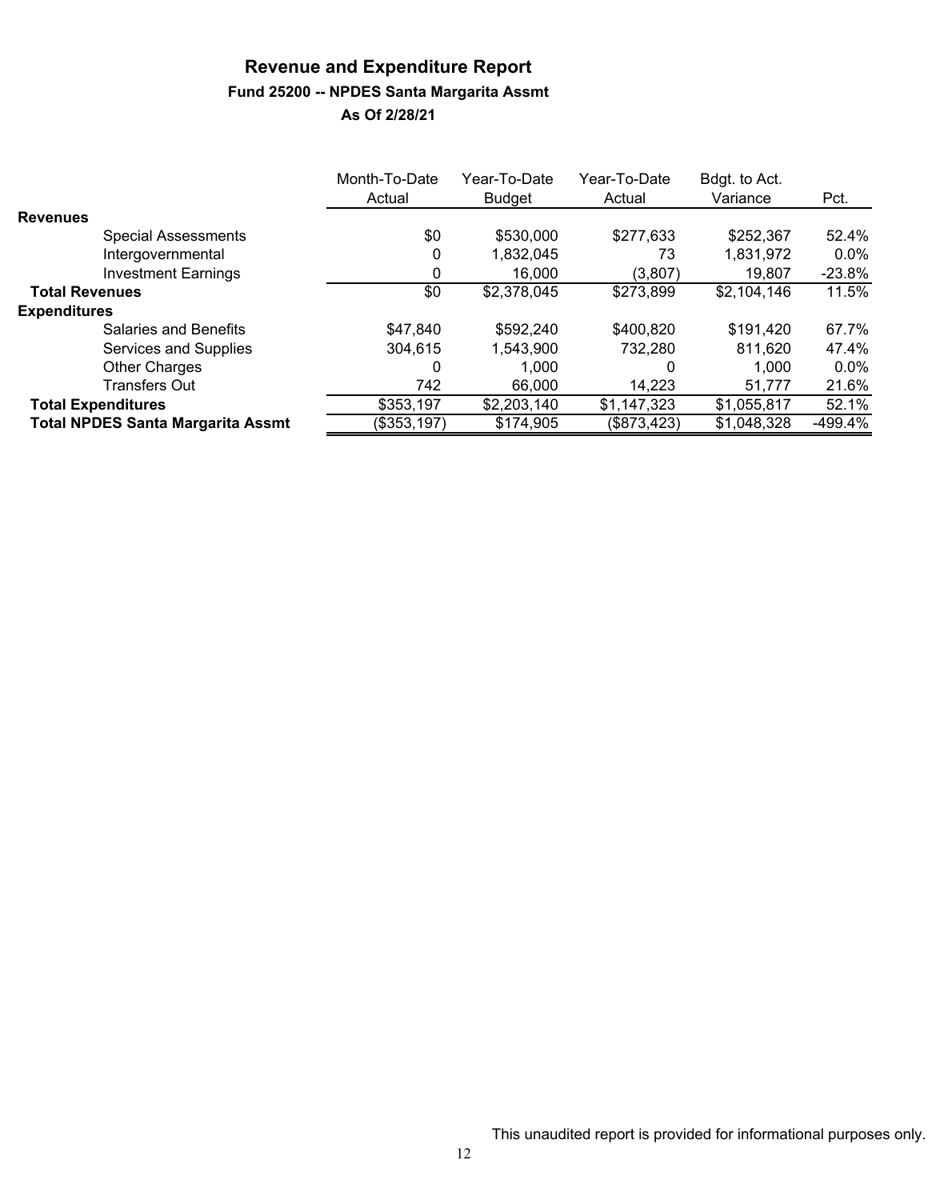# Revenue and Expenditure Report

## Fund 25200 -- NPDES Santa Margarita Assmt

### As Of 2/28/21

| | Month-To-Date Actual | Year-To-Date Budget | Year-To-Date Actual | Bdgt. to Act. Variance | Pct. |
|---|---|---|---|---|---|
| **Revenues** | | | | | |
| Special Assessments | $0 | $530,000 | $277,633 | $252,367 | 52.4% |
| Intergovernmental | 0 | 1,832,045 | 73 | 1,831,972 | 0.0% |
| Investment Earnings | 0 | 16,000 | (3,807) | 19,807 | -23.8% |
| **Total Revenues** | $0 | $2,378,045 | $273,899 | $2,104,146 | 11.5% |
| **Expenditures** | | | | | |
| Salaries and Benefits | $47,840 | $592,240 | $400,820 | $191,420 | 67.7% |
| Services and Supplies | 304,615 | 1,543,900 | 732,280 | 811,620 | 47.4% |
| Other Charges | 0 | 1,000 | 0 | 1,000 | 0.0% |
| Transfers Out | 742 | 66,000 | 14,223 | 51,777 | 21.6% |
| **Total Expenditures** | $353,197 | $2,203,140 | $1,147,323 | $1,055,817 | 52.1% |
| **Total NPDES Santa Margarita Assmt** | ($353,197) | $174,905 | ($873,423) | $1,048,328 | -499.4% |

This unaudited report is provided for informational purposes only.